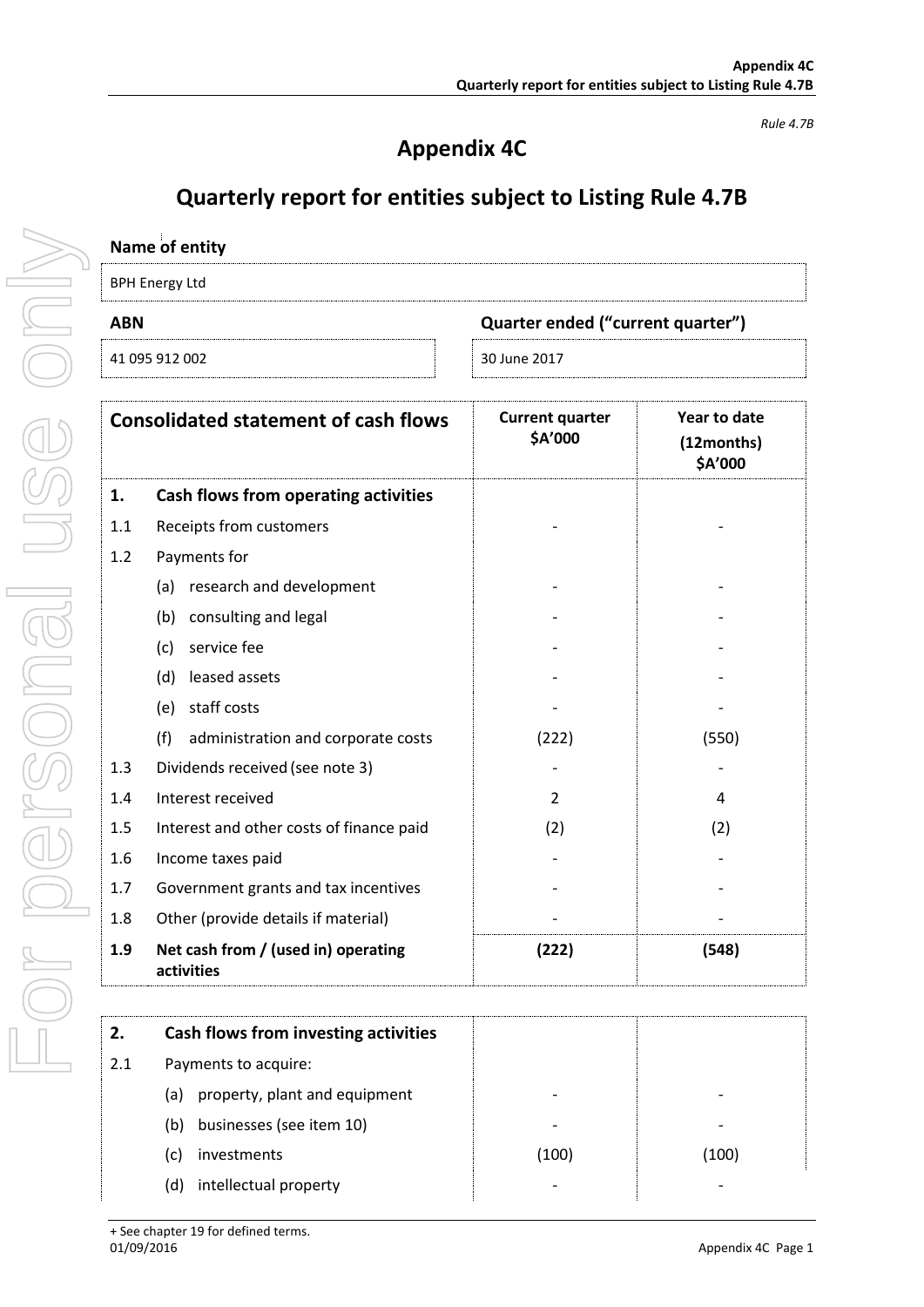*Rule 4.7B*

# Appendix 4C

## Quarterly report for entities subject to Listing Rule 4.7B

**Name of entity**

BPH Energy Ltd

| ABN | Quarter ended ("current quarter") |
|---|---|
| 41 095 912 002 | 30 June 2017 |

| | Consolidated statement of cash flows | Current quarter $A'000 | Year to date (12months) $A'000 |
|---|---|---|---|
| **1.** | **Cash flows from operating activities** | | |
| 1.1 | Receipts from customers | - | - |
| 1.2 | Payments for | | |
| | (a) research and development | - | - |
| | (b) consulting and legal | - | - |
| | (c) service fee | - | - |
| | (d) leased assets | - | - |
| | (e) staff costs | - | - |
| | (f) administration and corporate costs | (222) | (550) |
| 1.3 | Dividends received (see note 3) | - | - |
| 1.4 | Interest received | 2 | 4 |
| 1.5 | Interest and other costs of finance paid | (2) | (2) |
| 1.6 | Income taxes paid | - | - |
| 1.7 | Government grants and tax incentives | - | - |
| 1.8 | Other (provide details if material) | - | - |
| **1.9** | **Net cash from / (used in) operating activities** | **(222)** | **(548)** |

| | | | |
|---|---|---|---|
| **2.** | **Cash flows from investing activities** | | |
| 2.1 | Payments to acquire: | | |
| | (a) property, plant and equipment | - | - |
| | (b) businesses (see item 10) | - | - |
| | (c) investments | (100) | (100) |
| | (d) intellectual property | - | - |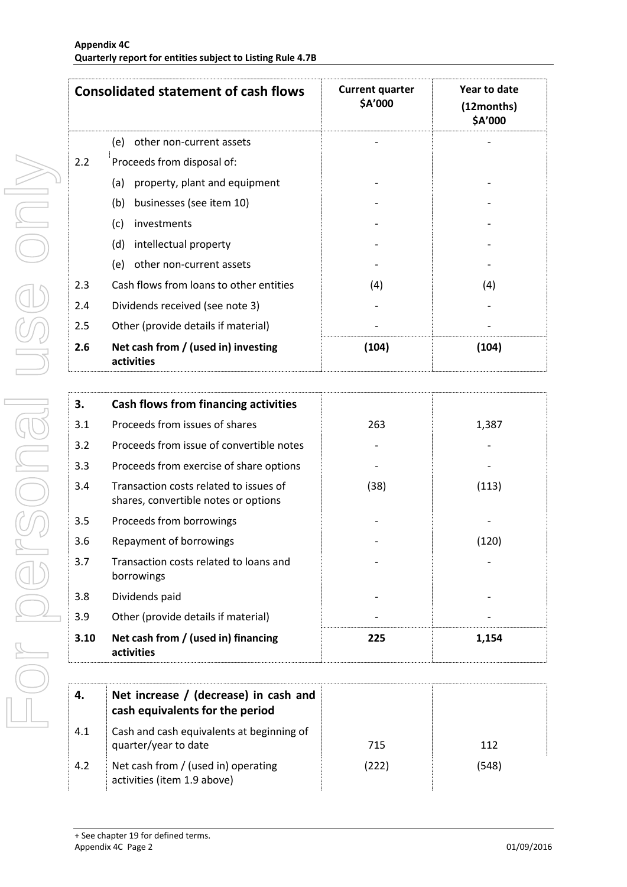| Consolidated statement of cash flows | | Current quarter $A'000 | Year to date (12months) $A'000 |
|---|---|---|---|
| | (e) other non-current assets | - | - |
| 2.2 | Proceeds from disposal of: | | |
| | (a) property, plant and equipment | - | - |
| | (b) businesses (see item 10) | - | - |
| | (c) investments | - | - |
| | (d) intellectual property | - | - |
| | (e) other non-current assets | - | - |
| 2.3 | Cash flows from loans to other entities | (4) | (4) |
| 2.4 | Dividends received (see note 3) | - | - |
| 2.5 | Other (provide details if material) | - | - |
| **2.6** | **Net cash from / (used in) investing activities** | **(104)** | **(104)** |

| | | | |
|---|---|---|---|
| **3.** | **Cash flows from financing activities** | | |
| 3.1 | Proceeds from issues of shares | 263 | 1,387 |
| 3.2 | Proceeds from issue of convertible notes | - | - |
| 3.3 | Proceeds from exercise of share options | - | - |
| 3.4 | Transaction costs related to issues of shares, convertible notes or options | (38) | (113) |
| 3.5 | Proceeds from borrowings | - | - |
| 3.6 | Repayment of borrowings | - | (120) |
| 3.7 | Transaction costs related to loans and borrowings | - | - |
| 3.8 | Dividends paid | - | - |
| 3.9 | Other (provide details if material) | - | - |
| **3.10** | **Net cash from / (used in) financing activities** | **225** | **1,154** |

| | | | |
|---|---|---|---|
| **4.** | **Net increase / (decrease) in cash and cash equivalents for the period** | | |
| 4.1 | Cash and cash equivalents at beginning of quarter/year to date | 715 | 112 |
| 4.2 | Net cash from / (used in) operating activities (item 1.9 above) | (222) | (548) |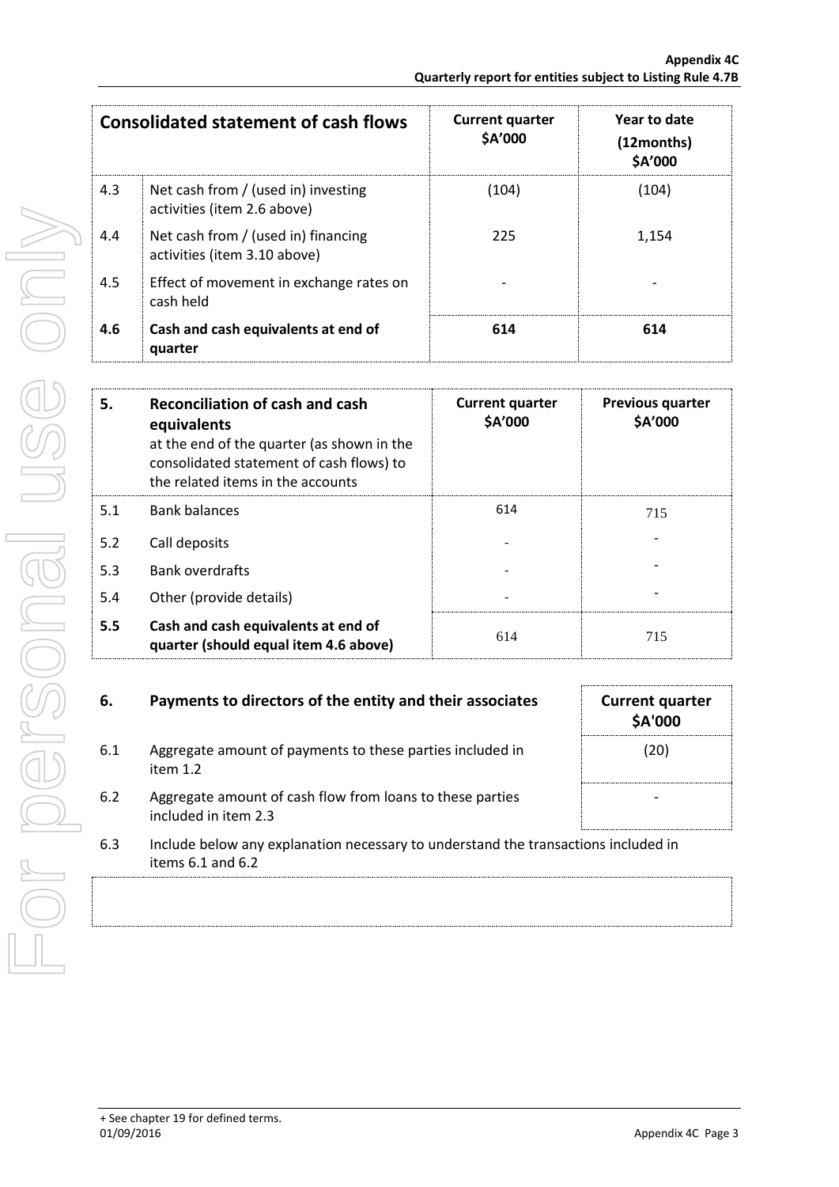| Consolidated statement of cash flows | | Current quarter $A'000 | Year to date (12months) $A'000 |
|---|---|---|---|
| 4.3 | Net cash from / (used in) investing activities (item 2.6 above) | (104) | (104) |
| 4.4 | Net cash from / (used in) financing activities (item 3.10 above) | 225 | 1,154 |
| 4.5 | Effect of movement in exchange rates on cash held | - | - |
| **4.6** | **Cash and cash equivalents at end of quarter** | **614** | **614** |

| 5. | Reconciliation of cash and cash equivalents at the end of the quarter (as shown in the consolidated statement of cash flows) to the related items in the accounts | Current quarter $A'000 | Previous quarter $A'000 |
|---|---|---|---|
| 5.1 | Bank balances | 614 | 715 |
| 5.2 | Call deposits | - | - |
| 5.3 | Bank overdrafts | - | - |
| 5.4 | Other (provide details) | - | - |
| **5.5** | **Cash and cash equivalents at end of quarter (should equal item 4.6 above)** | 614 | 715 |

| 6. | Payments to directors of the entity and their associates | Current quarter $A'000 |
|---|---|---|
| 6.1 | Aggregate amount of payments to these parties included in item 1.2 | (20) |
| 6.2 | Aggregate amount of cash flow from loans to these parties included in item 2.3 | - |

6.3 Include below any explanation necessary to understand the transactions included in items 6.1 and 6.2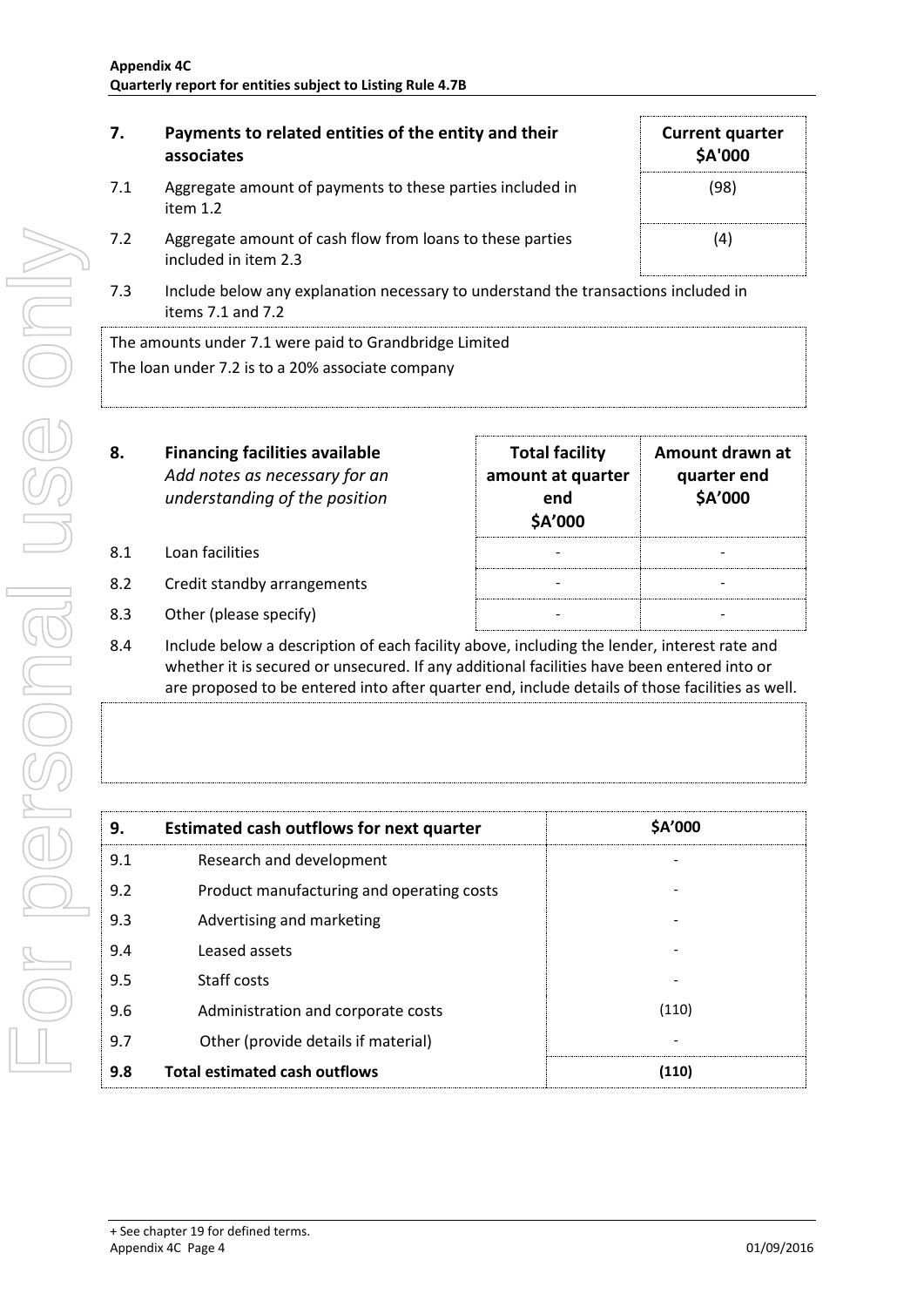| 7. | Payments to related entities of the entity and their associates | Current quarter $A'000 |
|---|---|---|
| 7.1 | Aggregate amount of payments to these parties included in item 1.2 | (98) |
| 7.2 | Aggregate amount of cash flow from loans to these parties included in item 2.3 | (4) |

7.3 Include below any explanation necessary to understand the transactions included in items 7.1 and 7.2

The amounts under 7.1 were paid to Grandbridge Limited
The loan under 7.2 is to a 20% associate company

| 8. | **Financing facilities available** *Add notes as necessary for an understanding of the position* | Total facility amount at quarter end $A'000 | Amount drawn at quarter end $A'000 |
|---|---|---|---|
| 8.1 | Loan facilities | - | - |
| 8.2 | Credit standby arrangements | - | - |
| 8.3 | Other (please specify) | - | - |

8.4 Include below a description of each facility above, including the lender, interest rate and whether it is secured or unsecured. If any additional facilities have been entered into or are proposed to be entered into after quarter end, include details of those facilities as well.

| 9. | Estimated cash outflows for next quarter | $A'000 |
|---|---|---|
| 9.1 | Research and development | - |
| 9.2 | Product manufacturing and operating costs | - |
| 9.3 | Advertising and marketing | - |
| 9.4 | Leased assets | - |
| 9.5 | Staff costs | - |
| 9.6 | Administration and corporate costs | (110) |
| 9.7 | Other (provide details if material) | - |
| **9.8** | **Total estimated cash outflows** | **(110)** |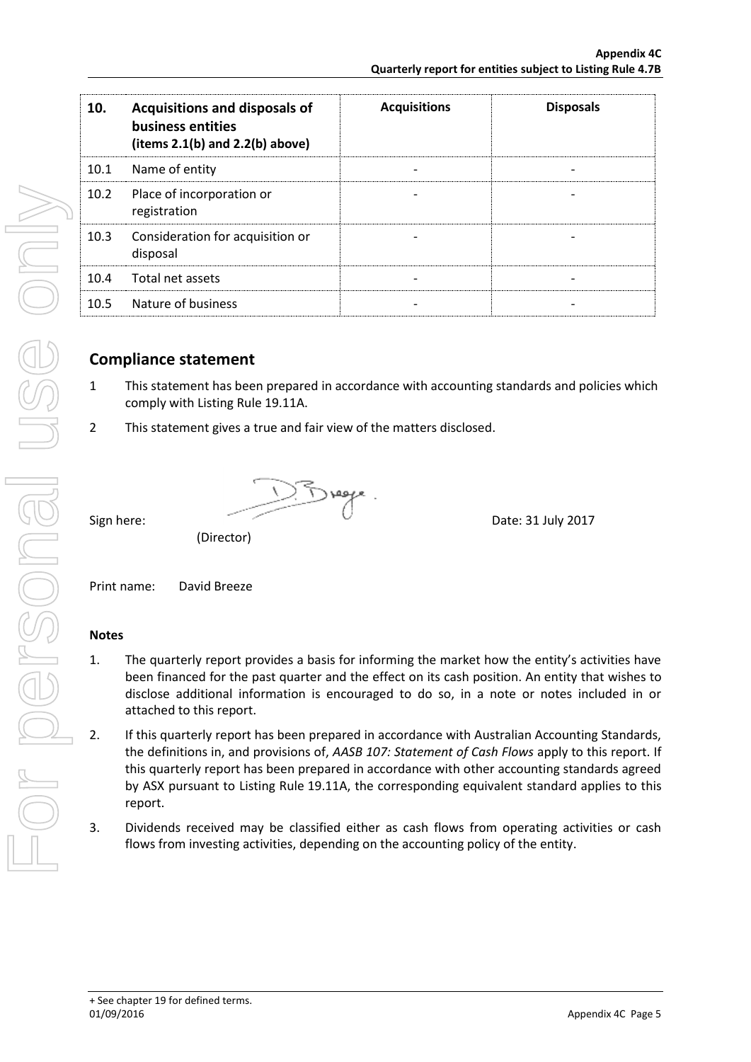| 10. | Acquisitions and disposals of business entities (items 2.1(b) and 2.2(b) above) | Acquisitions | Disposals |
|---|---|---|---|
| 10.1 | Name of entity | - | - |
| 10.2 | Place of incorporation or registration | - | - |
| 10.3 | Consideration for acquisition or disposal | - | - |
| 10.4 | Total net assets | - | - |
| 10.5 | Nature of business | - | - |

## Compliance statement

1 This statement has been prepared in accordance with accounting standards and policies which comply with Listing Rule 19.11A.

2 This statement gives a true and fair view of the matters disclosed.

Sign here: (Director) Date: 31 July 2017

Print name: David Breeze

### Notes

1. The quarterly report provides a basis for informing the market how the entity's activities have been financed for the past quarter and the effect on its cash position. An entity that wishes to disclose additional information is encouraged to do so, in a note or notes included in or attached to this report.
2. If this quarterly report has been prepared in accordance with Australian Accounting Standards, the definitions in, and provisions of, *AASB 107: Statement of Cash Flows* apply to this report. If this quarterly report has been prepared in accordance with other accounting standards agreed by ASX pursuant to Listing Rule 19.11A, the corresponding equivalent standard applies to this report.
3. Dividends received may be classified either as cash flows from operating activities or cash flows from investing activities, depending on the accounting policy of the entity.